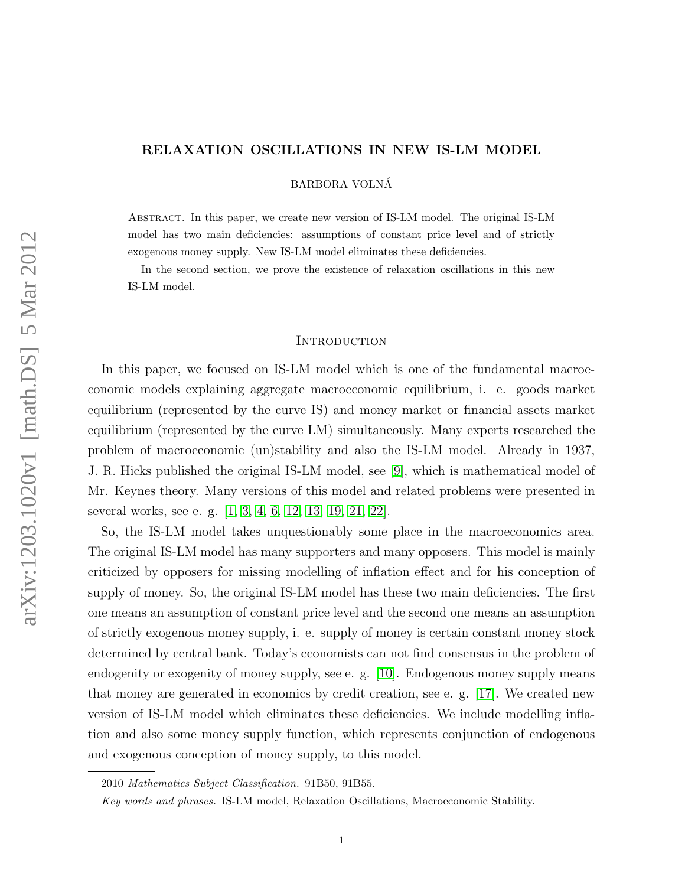# RELAXATION OSCILLATIONS IN NEW IS-LM MODEL

BARBORA VOLNÁ

Abstract. In this paper, we create new version of IS-LM model. The original IS-LM model has two main deficiencies: assumptions of constant price level and of strictly exogenous money supply. New IS-LM model eliminates these deficiencies.

In the second section, we prove the existence of relaxation oscillations in this new IS-LM model.

## Introduction

In this paper, we focused on IS-LM model which is one of the fundamental macroeconomic models explaining aggregate macroeconomic equilibrium, i. e. goods market equilibrium (represented by the curve IS) and money market or financial assets market equilibrium (represented by the curve LM) simultaneously. Many experts researched the problem of macroeconomic (un)stability and also the IS-LM model. Already in 1937, J. R. Hicks published the original IS-LM model, see [9], which is mathematical model of Mr. Keynes theory. Many versions of this model and related problems were presented in several works, see e. g. [1, 3, 4, 6, 12, 13, 19, 21, 22].

So, the IS-LM model takes unquestionably some place in the macroeconomics area. The original IS-LM model has many supporters and many opposers. This model is mainly criticized by opposers for missing modelling of inflation effect and for his conception of supply of money. So, the original IS-LM model has these two main deficiencies. The first one means an assumption of constant price level and the second one means an assumption of strictly exogenous money supply, i. e. supply of money is certain constant money stock determined by central bank. Today's economists can not find consensus in the problem of endogenity or exogenity of money supply, see e. g. [10]. Endogenous money supply means that money are generated in economics by credit creation, see e. g. [17]. We created new version of IS-LM model which eliminates these deficiencies. We include modelling inflation and also some money supply function, which represents conjunction of endogenous and exogenous conception of money supply, to this model.

2010 *Mathematics Subject Classification.* 91B50, 91B55.

*Key words and phrases.* IS-LM model, Relaxation Oscillations, Macroeconomic Stability.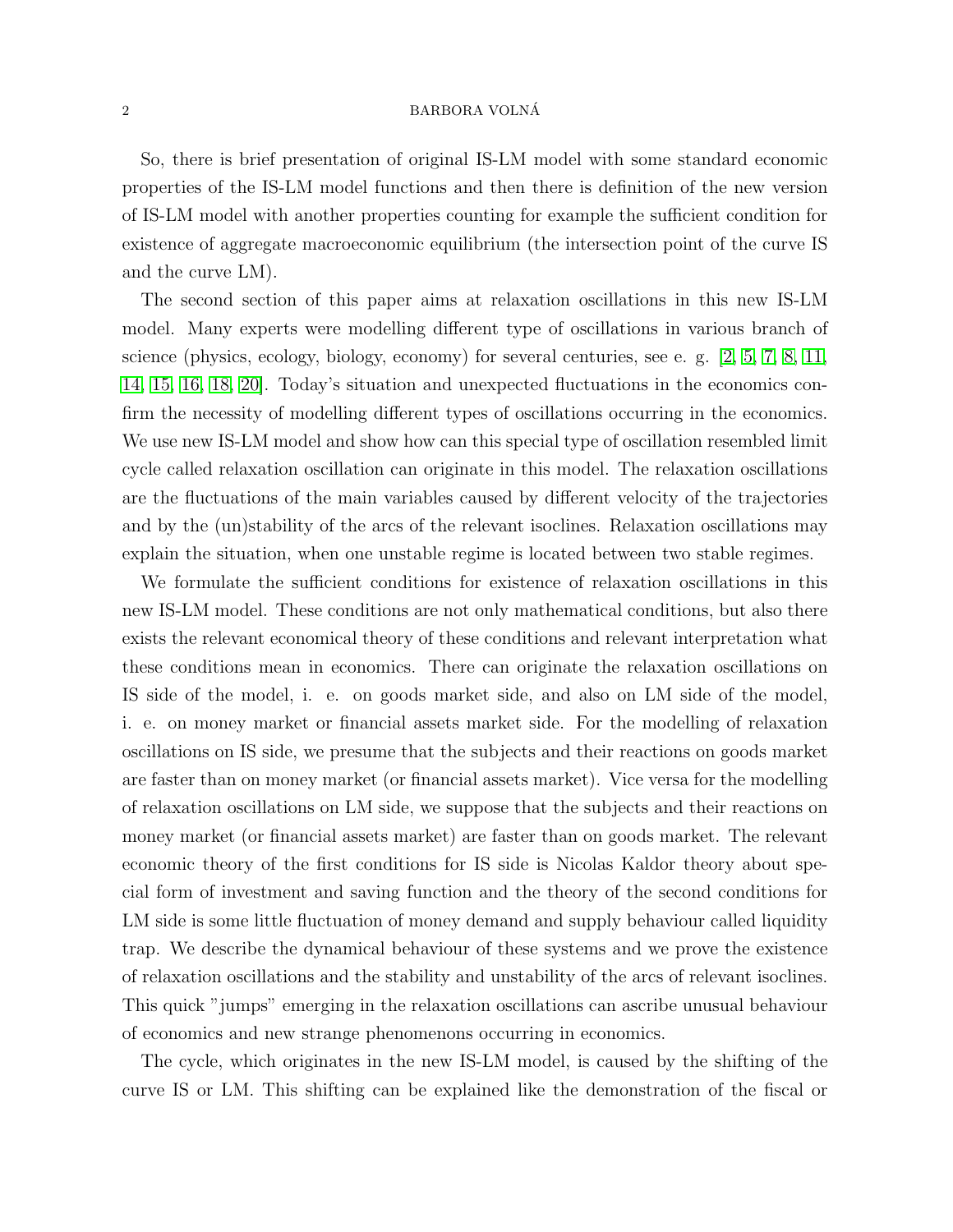So, there is brief presentation of original IS-LM model with some standard economic properties of the IS-LM model functions and then there is definition of the new version of IS-LM model with another properties counting for example the sufficient condition for existence of aggregate macroeconomic equilibrium (the intersection point of the curve IS and the curve LM).

The second section of this paper aims at relaxation oscillations in this new IS-LM model. Many experts were modelling different type of oscillations in various branch of science (physics, ecology, biology, economy) for several centuries, see e. g. [2, 5, 7, 8, 11, 14, 15, 16, 18, 20]. Today's situation and unexpected fluctuations in the economics confirm the necessity of modelling different types of oscillations occurring in the economics. We use new IS-LM model and show how can this special type of oscillation resembled limit cycle called relaxation oscillation can originate in this model. The relaxation oscillations are the fluctuations of the main variables caused by different velocity of the trajectories and by the (un)stability of the arcs of the relevant isoclines. Relaxation oscillations may explain the situation, when one unstable regime is located between two stable regimes.

We formulate the sufficient conditions for existence of relaxation oscillations in this new IS-LM model. These conditions are not only mathematical conditions, but also there exists the relevant economical theory of these conditions and relevant interpretation what these conditions mean in economics. There can originate the relaxation oscillations on IS side of the model, i. e. on goods market side, and also on LM side of the model, i. e. on money market or financial assets market side. For the modelling of relaxation oscillations on IS side, we presume that the subjects and their reactions on goods market are faster than on money market (or financial assets market). Vice versa for the modelling of relaxation oscillations on LM side, we suppose that the subjects and their reactions on money market (or financial assets market) are faster than on goods market. The relevant economic theory of the first conditions for IS side is Nicolas Kaldor theory about special form of investment and saving function and the theory of the second conditions for LM side is some little fluctuation of money demand and supply behaviour called liquidity trap. We describe the dynamical behaviour of these systems and we prove the existence of relaxation oscillations and the stability and unstability of the arcs of relevant isoclines. This quick "jumps" emerging in the relaxation oscillations can ascribe unusual behaviour of economics and new strange phenomenons occurring in economics.

The cycle, which originates in the new IS-LM model, is caused by the shifting of the curve IS or LM. This shifting can be explained like the demonstration of the fiscal or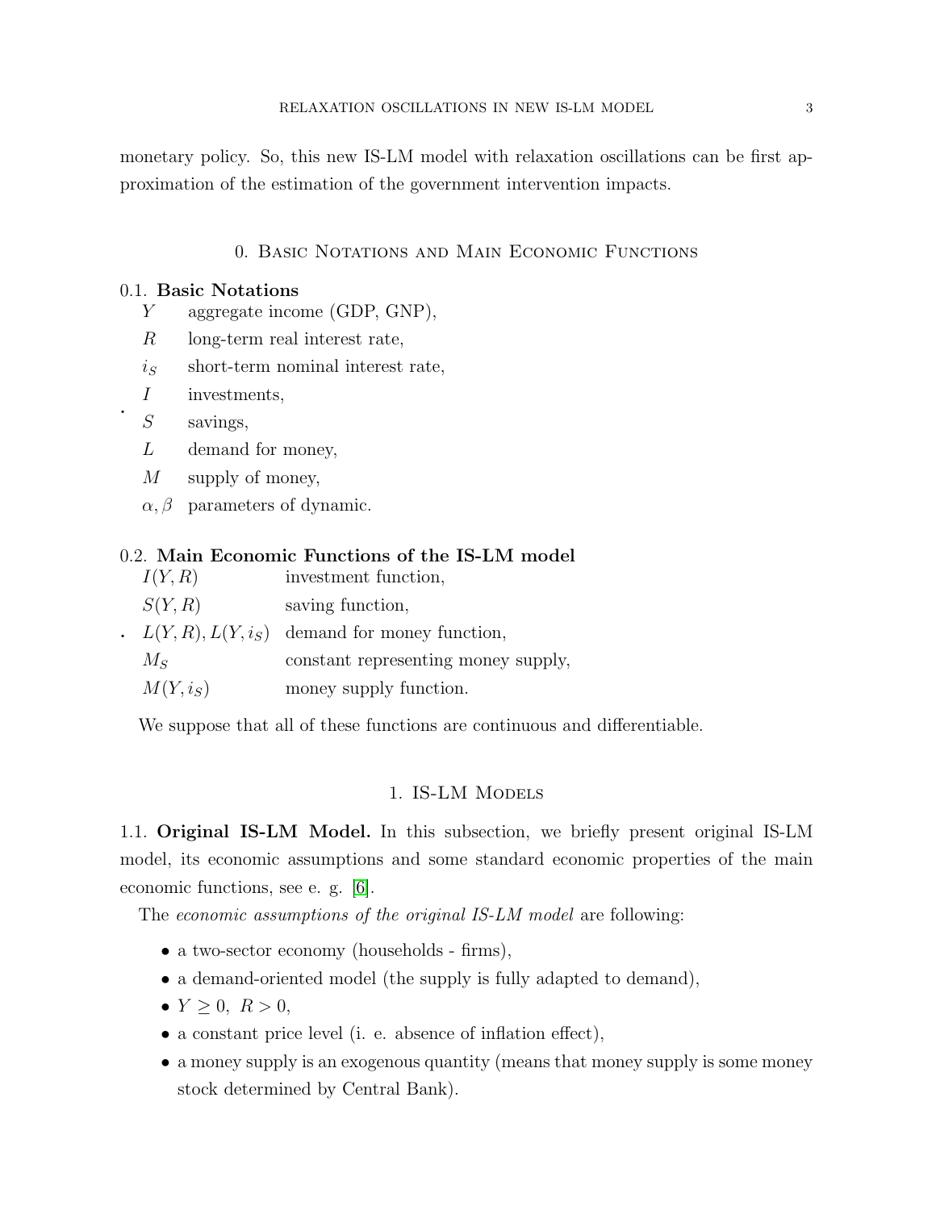monetary policy. So, this new IS-LM model with relaxation oscillations can be first approximation of the estimation of the government intervention impacts.

## 0. Basic Notations and Main Economic Functions

### 0.1. Basic Notations

| | |
|---|---|
| $Y$ | aggregate income (GDP, GNP), |
| $R$ | long-term real interest rate, |
| $i_S$ | short-term nominal interest rate, |
| $I$ | investments, |
| $S$ | savings, |
| $L$ | demand for money, |
| $M$ | supply of money, |
| $\alpha, \beta$ | parameters of dynamic. |

### 0.2. Main Economic Functions of the IS-LM model

| | |
|---|---|
| $I(Y, R)$ | investment function, |
| $S(Y, R)$ | saving function, |
| $L(Y, R), L(Y, i_S)$ | demand for money function, |
| $M_S$ | constant representing money supply, |
| $M(Y, i_S)$ | money supply function. |

We suppose that all of these functions are continuous and differentiable.

## 1. IS-LM Models

**1.1. Original IS-LM Model.** In this subsection, we briefly present original IS-LM model, its economic assumptions and some standard economic properties of the main economic functions, see e. g. [6].

The *economic assumptions of the original IS-LM model* are following:

- a two-sector economy (households - firms),
- a demand-oriented model (the supply is fully adapted to demand),
- $Y \geq 0, \ R > 0$,
- a constant price level (i. e. absence of inflation effect),
- a money supply is an exogenous quantity (means that money supply is some money stock determined by Central Bank).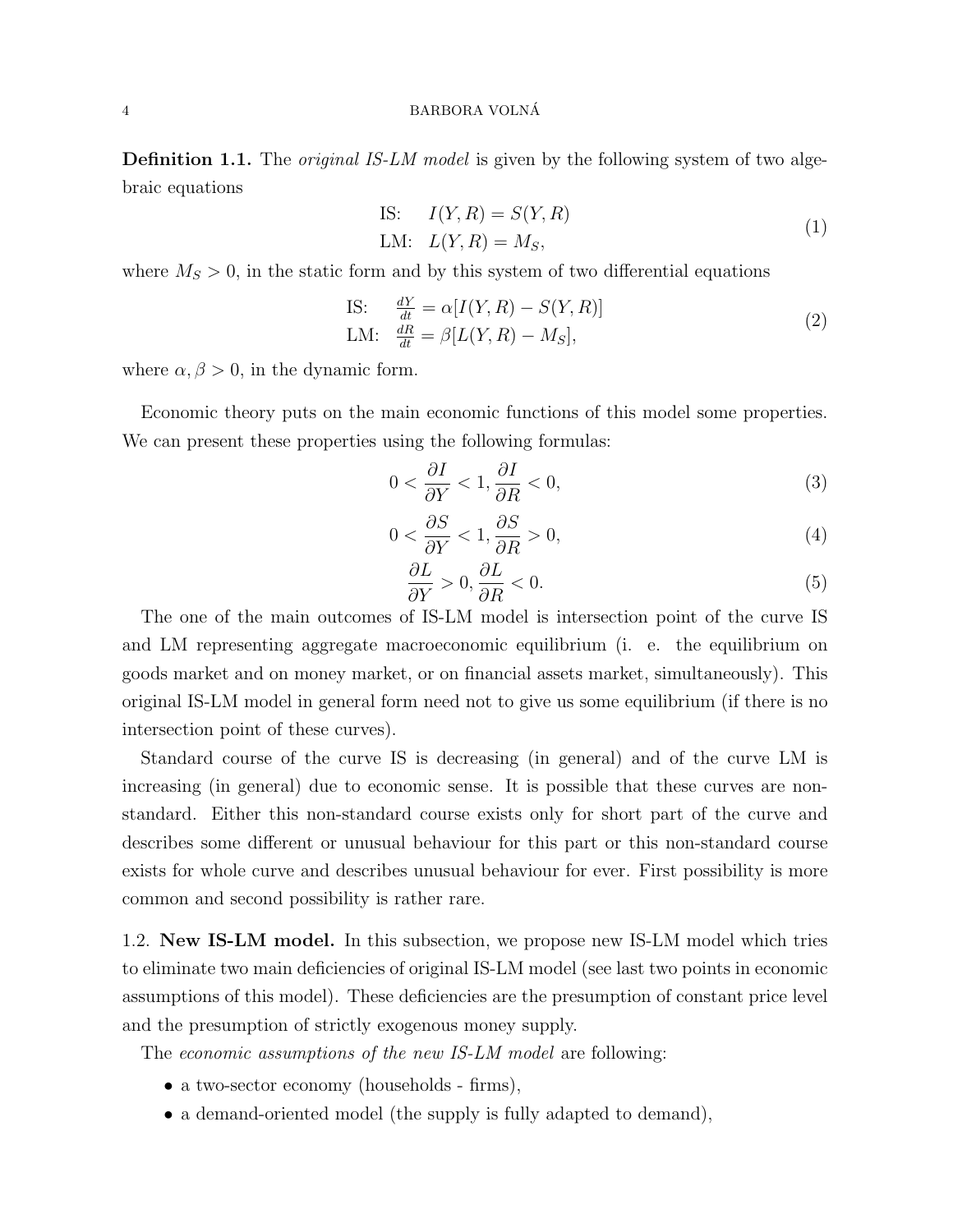**Definition 1.1.** The *original IS-LM model* is given by the following system of two algebraic equations

$$\begin{aligned} \text{IS:} \quad & I(Y,R) = S(Y,R) \\ \text{LM:} \quad & L(Y,R) = M_S, \end{aligned} \tag{1}$$

where $M_S > 0$, in the static form and by this system of two differential equations

$$\begin{aligned} \text{IS:} \quad & \tfrac{dY}{dt} = \alpha[I(Y,R) - S(Y,R)] \\ \text{LM:} \quad & \tfrac{dR}{dt} = \beta[L(Y,R) - M_S], \end{aligned} \tag{2}$$

where $\alpha, \beta > 0$, in the dynamic form.

Economic theory puts on the main economic functions of this model some properties. We can present these properties using the following formulas:

$$0 < \frac{\partial I}{\partial Y} < 1, \frac{\partial I}{\partial R} < 0, \tag{3}$$

$$0 < \frac{\partial S}{\partial Y} < 1, \frac{\partial S}{\partial R} > 0, \tag{4}$$

$$\frac{\partial L}{\partial Y} > 0, \frac{\partial L}{\partial R} < 0. \tag{5}$$

The one of the main outcomes of IS-LM model is intersection point of the curve IS and LM representing aggregate macroeconomic equilibrium (i. e. the equilibrium on goods market and on money market, or on financial assets market, simultaneously). This original IS-LM model in general form need not to give us some equilibrium (if there is no intersection point of these curves).

Standard course of the curve IS is decreasing (in general) and of the curve LM is increasing (in general) due to economic sense. It is possible that these curves are non-standard. Either this non-standard course exists only for short part of the curve and describes some different or unusual behaviour for this part or this non-standard course exists for whole curve and describes unusual behaviour for ever. First possibility is more common and second possibility is rather rare.

### 1.2. New IS-LM model.

In this subsection, we propose new IS-LM model which tries to eliminate two main deficiencies of original IS-LM model (see last two points in economic assumptions of this model). These deficiencies are the presumption of constant price level and the presumption of strictly exogenous money supply.

The *economic assumptions of the new IS-LM model* are following:

- a two-sector economy (households - firms),
- a demand-oriented model (the supply is fully adapted to demand),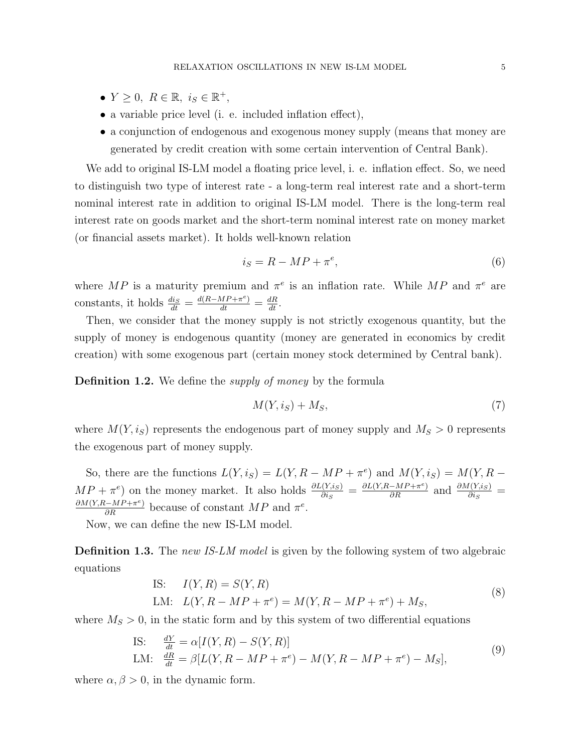- $Y \geq 0,\ R \in \mathbb{R},\ i_S \in \mathbb{R}^+$,
- a variable price level (i. e. included inflation effect),
- a conjunction of endogenous and exogenous money supply (means that money are generated by credit creation with some certain intervention of Central Bank).

We add to original IS-LM model a floating price level, i. e. inflation effect. So, we need to distinguish two type of interest rate - a long-term real interest rate and a short-term nominal interest rate in addition to original IS-LM model. There is the long-term real interest rate on goods market and the short-term nominal interest rate on money market (or financial assets market). It holds well-known relation

$$i_S = R - MP + \pi^e, \tag{6}$$

where $MP$ is a maturity premium and $\pi^e$ is an inflation rate. While $MP$ and $\pi^e$ are constants, it holds $\frac{di_S}{dt} = \frac{d(R-MP+\pi^e)}{dt} = \frac{dR}{dt}$.

Then, we consider that the money supply is not strictly exogenous quantity, but the supply of money is endogenous quantity (money are generated in economics by credit creation) with some exogenous part (certain money stock determined by Central bank).

**Definition 1.2.** We define the *supply of money* by the formula

$$M(Y, i_S) + M_S, \tag{7}$$

where $M(Y, i_S)$ represents the endogenous part of money supply and $M_S > 0$ represents the exogenous part of money supply.

So, there are the functions $L(Y, i_S) = L(Y, R - MP + \pi^e)$ and $M(Y, i_S) = M(Y, R - MP + \pi^e)$ on the money market. It also holds $\frac{\partial L(Y,i_S)}{\partial i_S} = \frac{\partial L(Y,R-MP+\pi^e)}{\partial R}$ and $\frac{\partial M(Y,i_S)}{\partial i_S} = \frac{\partial M(Y,R-MP+\pi^e)}{\partial R}$ because of constant $MP$ and $\pi^e$.

Now, we can define the new IS-LM model.

**Definition 1.3.** The *new IS-LM model* is given by the following system of two algebraic equations

$$\begin{aligned} &\text{IS:} \quad I(Y,R) = S(Y,R) \\ &\text{LM:} \quad L(Y, R - MP + \pi^e) = M(Y, R - MP + \pi^e) + M_S, \end{aligned} \tag{8}$$

where $M_S > 0$, in the static form and by this system of two differential equations

$$\begin{aligned} &\text{IS:} \quad \frac{dY}{dt} = \alpha[I(Y,R) - S(Y,R)] \\ &\text{LM:} \quad \frac{dR}{dt} = \beta[L(Y, R - MP + \pi^e) - M(Y, R - MP + \pi^e) - M_S], \end{aligned} \tag{9}$$

where $\alpha, \beta > 0$, in the dynamic form.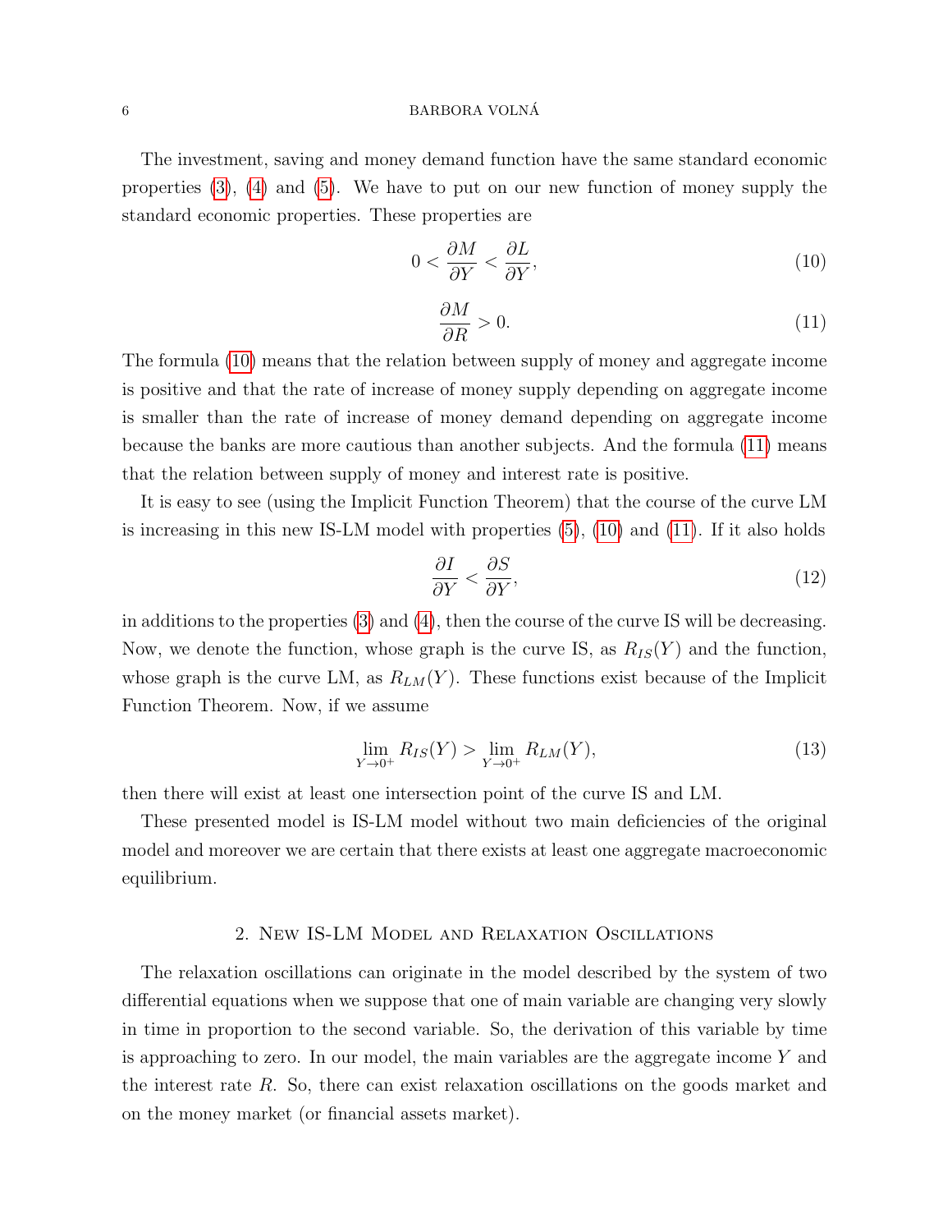The investment, saving and money demand function have the same standard economic properties (3), (4) and (5). We have to put on our new function of money supply the standard economic properties. These properties are

$$0 < \frac{\partial M}{\partial Y} < \frac{\partial L}{\partial Y}, \tag{10}$$

$$\frac{\partial M}{\partial R} > 0. \tag{11}$$

The formula (10) means that the relation between supply of money and aggregate income is positive and that the rate of increase of money supply depending on aggregate income is smaller than the rate of increase of money demand depending on aggregate income because the banks are more cautious than another subjects. And the formula (11) means that the relation between supply of money and interest rate is positive.

It is easy to see (using the Implicit Function Theorem) that the course of the curve LM is increasing in this new IS-LM model with properties (5), (10) and (11). If it also holds

$$\frac{\partial I}{\partial Y} < \frac{\partial S}{\partial Y}, \tag{12}$$

in additions to the properties (3) and (4), then the course of the curve IS will be decreasing. Now, we denote the function, whose graph is the curve IS, as $R_{IS}(Y)$ and the function, whose graph is the curve LM, as $R_{LM}(Y)$. These functions exist because of the Implicit Function Theorem. Now, if we assume

$$\lim_{Y \to 0^+} R_{IS}(Y) > \lim_{Y \to 0^+} R_{LM}(Y), \tag{13}$$

then there will exist at least one intersection point of the curve IS and LM.

These presented model is IS-LM model without two main deficiencies of the original model and moreover we are certain that there exists at least one aggregate macroeconomic equilibrium.

## 2. New IS-LM Model and Relaxation Oscillations

The relaxation oscillations can originate in the model described by the system of two differential equations when we suppose that one of main variable are changing very slowly in time in proportion to the second variable. So, the derivation of this variable by time is approaching to zero. In our model, the main variables are the aggregate income $Y$ and the interest rate $R$. So, there can exist relaxation oscillations on the goods market and on the money market (or financial assets market).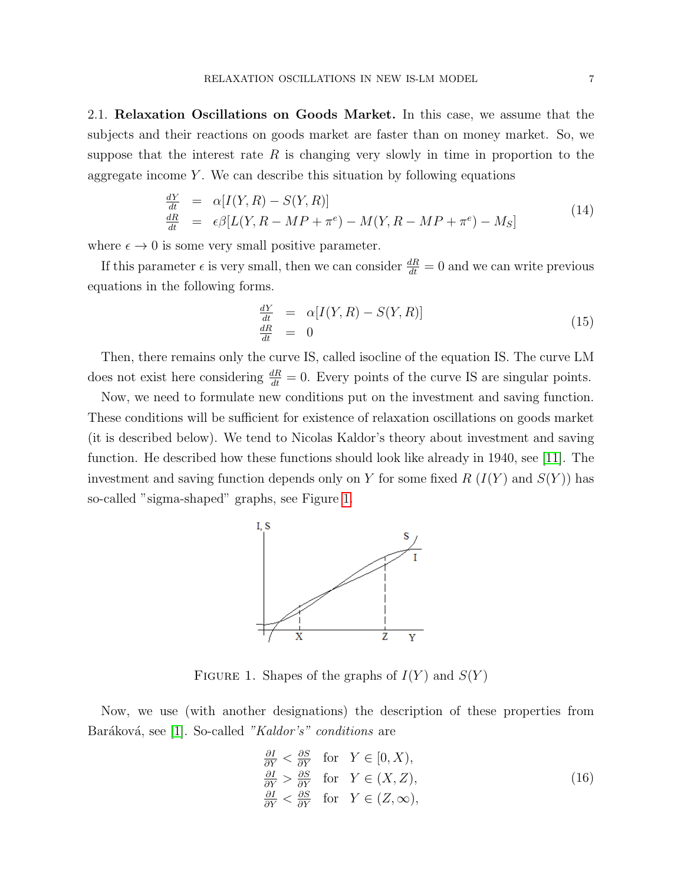2.1. **Relaxation Oscillations on Goods Market.** In this case, we assume that the subjects and their reactions on goods market are faster than on money market. So, we suppose that the interest rate $R$ is changing very slowly in time in proportion to the aggregate income $Y$. We can describe this situation by following equations

$$
\begin{aligned}
\frac{dY}{dt} &= \alpha[I(Y,R) - S(Y,R)] \\
\frac{dR}{dt} &= \epsilon\beta[L(Y, R - MP + \pi^e) - M(Y, R - MP + \pi^e) - M_S]
\end{aligned}
\tag{14}
$$

where $\epsilon \to 0$ is some very small positive parameter.

If this parameter $\epsilon$ is very small, then we can consider $\frac{dR}{dt} = 0$ and we can write previous equations in the following forms.

$$
\begin{aligned}
\frac{dY}{dt} &= \alpha[I(Y,R) - S(Y,R)] \\
\frac{dR}{dt} &= 0
\end{aligned}
\tag{15}
$$

Then, there remains only the curve IS, called isocline of the equation IS. The curve LM does not exist here considering $\frac{dR}{dt} = 0$. Every points of the curve IS are singular points.

Now, we need to formulate new conditions put on the investment and saving function. These conditions will be sufficient for existence of relaxation oscillations on goods market (it is described below). We tend to Nicolas Kaldor's theory about investment and saving function. He described how these functions should look like already in 1940, see [11]. The investment and saving function depends only on $Y$ for some fixed $R$ ($I(Y)$ and $S(Y)$) has so-called "sigma-shaped" graphs, see Figure 1.

FIGURE 1. Shapes of the graphs of $I(Y)$ and $S(Y)$

Now, we use (with another designations) the description of these properties from Baráková, see [1]. So-called *"Kaldor's" conditions* are

$$
\begin{aligned}
\frac{\partial I}{\partial Y} &< \frac{\partial S}{\partial Y} \quad \text{for} \quad Y \in [0, X), \\
\frac{\partial I}{\partial Y} &> \frac{\partial S}{\partial Y} \quad \text{for} \quad Y \in (X, Z), \\
\frac{\partial I}{\partial Y} &< \frac{\partial S}{\partial Y} \quad \text{for} \quad Y \in (Z, \infty),
\end{aligned}
\tag{16}
$$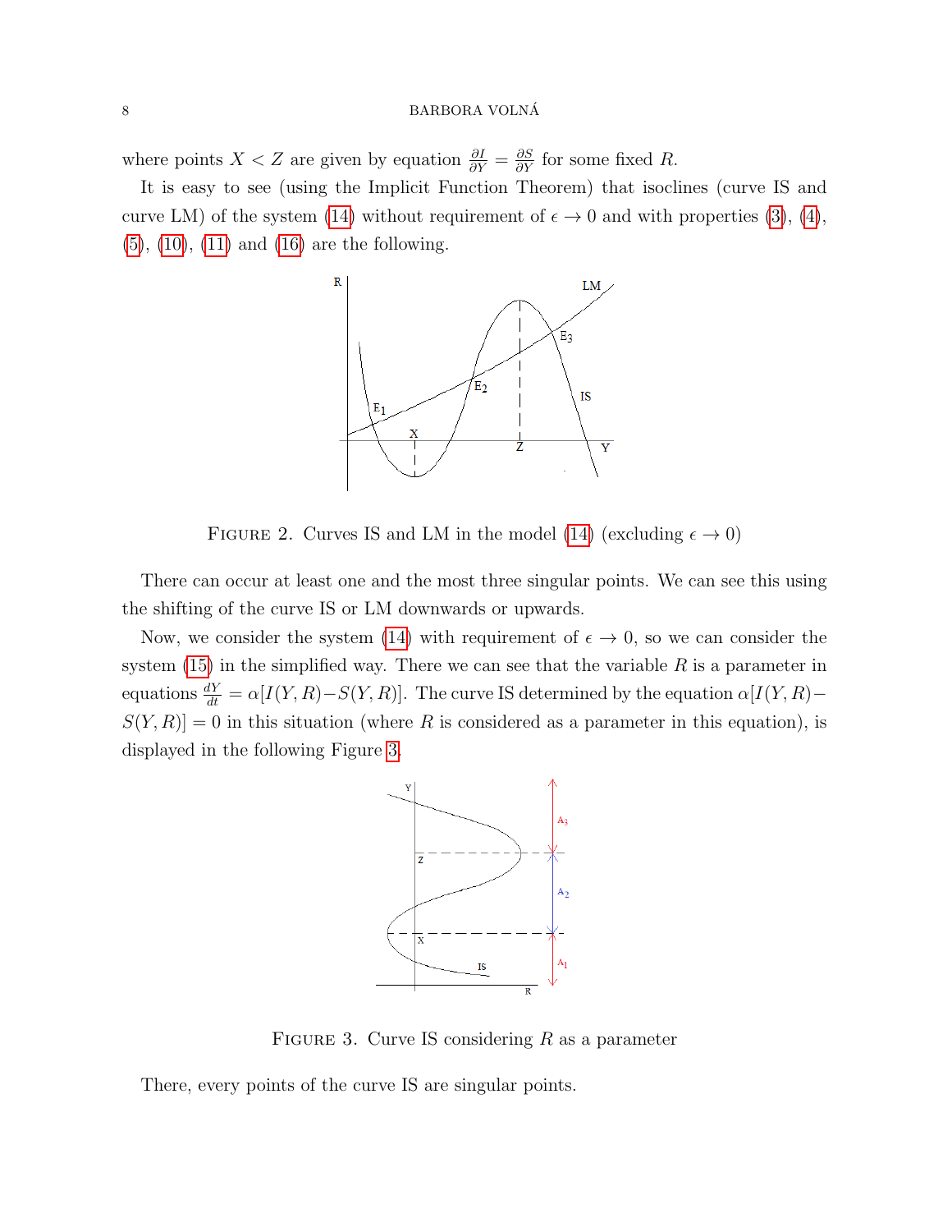where points $X < Z$ are given by equation $\frac{\partial I}{\partial Y} = \frac{\partial S}{\partial Y}$ for some fixed $R$.

It is easy to see (using the Implicit Function Theorem) that isoclines (curve IS and curve LM) of the system (14) without requirement of $\epsilon \to 0$ and with properties (3), (4), (5), (10), (11) and (16) are the following.

FIGURE 2. Curves IS and LM in the model (14) (excluding $\epsilon \to 0$)

There can occur at least one and the most three singular points. We can see this using the shifting of the curve IS or LM downwards or upwards.

Now, we consider the system (14) with requirement of $\epsilon \to 0$, so we can consider the system (15) in the simplified way. There we can see that the variable $R$ is a parameter in equations $\frac{dY}{dt} = \alpha[I(Y,R) - S(Y,R)]$. The curve IS determined by the equation $\alpha[I(Y,R) - S(Y,R)] = 0$ in this situation (where $R$ is considered as a parameter in this equation), is displayed in the following Figure 3.

FIGURE 3. Curve IS considering $R$ as a parameter

There, every points of the curve IS are singular points.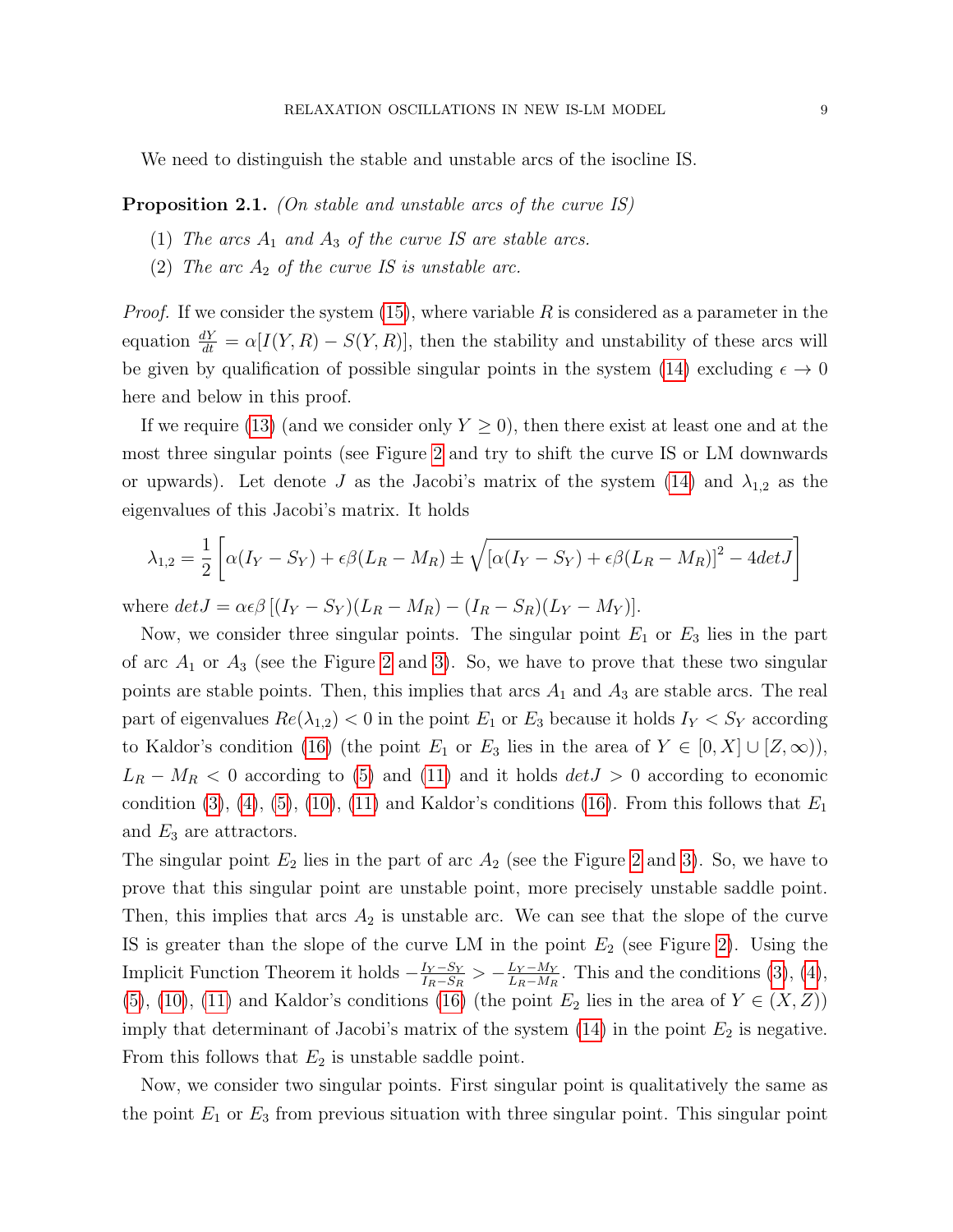We need to distinguish the stable and unstable arcs of the isocline IS.

**Proposition 2.1.** *(On stable and unstable arcs of the curve IS)*

1. *The arcs $A_1$ and $A_3$ of the curve IS are stable arcs.*
2. *The arc $A_2$ of the curve IS is unstable arc.*

*Proof.* If we consider the system (15), where variable $R$ is considered as a parameter in the equation $\frac{dY}{dt} = \alpha[I(Y,R) - S(Y,R)]$, then the stability and unstability of these arcs will be given by qualification of possible singular points in the system (14) excluding $\epsilon \to 0$ here and below in this proof.

If we require (13) (and we consider only $Y \geq 0$), then there exist at least one and at the most three singular points (see Figure 2 and try to shift the curve IS or LM downwards or upwards). Let denote $J$ as the Jacobi's matrix of the system (14) and $\lambda_{1,2}$ as the eigenvalues of this Jacobi's matrix. It holds

$$\lambda_{1,2} = \frac{1}{2}\left[\alpha(I_Y - S_Y) + \epsilon\beta(L_R - M_R) \pm \sqrt{\left[\alpha(I_Y - S_Y) + \epsilon\beta(L_R - M_R)\right]^2 - 4detJ}\right]$$

where $detJ = \alpha\epsilon\beta\left[(I_Y - S_Y)(L_R - M_R) - (I_R - S_R)(L_Y - M_Y)\right]$.

Now, we consider three singular points. The singular point $E_1$ or $E_3$ lies in the part of arc $A_1$ or $A_3$ (see the Figure 2 and 3). So, we have to prove that these two singular points are stable points. Then, this implies that arcs $A_1$ and $A_3$ are stable arcs. The real part of eigenvalues $Re(\lambda_{1,2}) < 0$ in the point $E_1$ or $E_3$ because it holds $I_Y < S_Y$ according to Kaldor's condition (16) (the point $E_1$ or $E_3$ lies in the area of $Y \in [0, X] \cup [Z, \infty)$), $L_R - M_R < 0$ according to (5) and (11) and it holds $detJ > 0$ according to economic condition (3), (4), (5), (10), (11) and Kaldor's conditions (16). From this follows that $E_1$ and $E_3$ are attractors.

The singular point $E_2$ lies in the part of arc $A_2$ (see the Figure 2 and 3). So, we have to prove that this singular point are unstable point, more precisely unstable saddle point. Then, this implies that arcs $A_2$ is unstable arc. We can see that the slope of the curve IS is greater than the slope of the curve LM in the point $E_2$ (see Figure 2). Using the Implicit Function Theorem it holds $-\frac{I_Y - S_Y}{I_R - S_R} > -\frac{L_Y - M_Y}{L_R - M_R}$. This and the conditions (3), (4), (5), (10), (11) and Kaldor's conditions (16) (the point $E_2$ lies in the area of $Y \in (X, Z)$) imply that determinant of Jacobi's matrix of the system (14) in the point $E_2$ is negative. From this follows that $E_2$ is unstable saddle point.

Now, we consider two singular points. First singular point is qualitatively the same as the point $E_1$ or $E_3$ from previous situation with three singular point. This singular point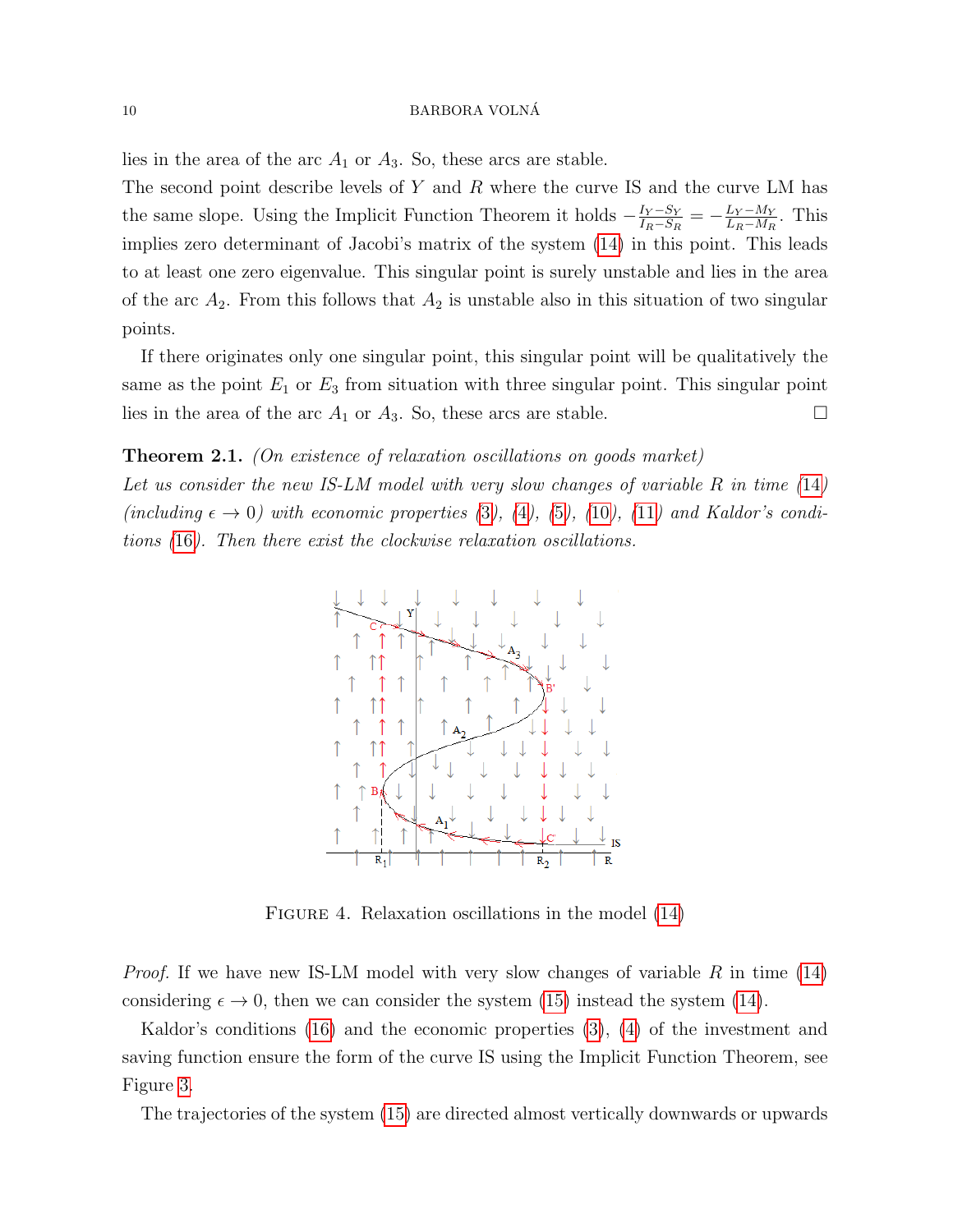lies in the area of the arc $A_1$ or $A_3$. So, these arcs are stable.

The second point describe levels of $Y$ and $R$ where the curve IS and the curve LM has the same slope. Using the Implicit Function Theorem it holds $-\frac{I_Y - S_Y}{I_R - S_R} = -\frac{L_Y - M_Y}{L_R - M_R}$. This implies zero determinant of Jacobi's matrix of the system (14) in this point. This leads to at least one zero eigenvalue. This singular point is surely unstable and lies in the area of the arc $A_2$. From this follows that $A_2$ is unstable also in this situation of two singular points.

If there originates only one singular point, this singular point will be qualitatively the same as the point $E_1$ or $E_3$ from situation with three singular point. This singular point lies in the area of the arc $A_1$ or $A_3$. So, these arcs are stable. □

**Theorem 2.1.** *(On existence of relaxation oscillations on goods market)*
*Let us consider the new IS-LM model with very slow changes of variable $R$ in time (14) (including $\epsilon \to 0$) with economic properties (3), (4), (5), (10), (11) and Kaldor's conditions (16). Then there exist the clockwise relaxation oscillations.*

Figure 4. Relaxation oscillations in the model (14)

*Proof.* If we have new IS-LM model with very slow changes of variable $R$ in time (14) considering $\epsilon \to 0$, then we can consider the system (15) instead the system (14).

Kaldor's conditions (16) and the economic properties (3), (4) of the investment and saving function ensure the form of the curve IS using the Implicit Function Theorem, see Figure 3.

The trajectories of the system (15) are directed almost vertically downwards or upwards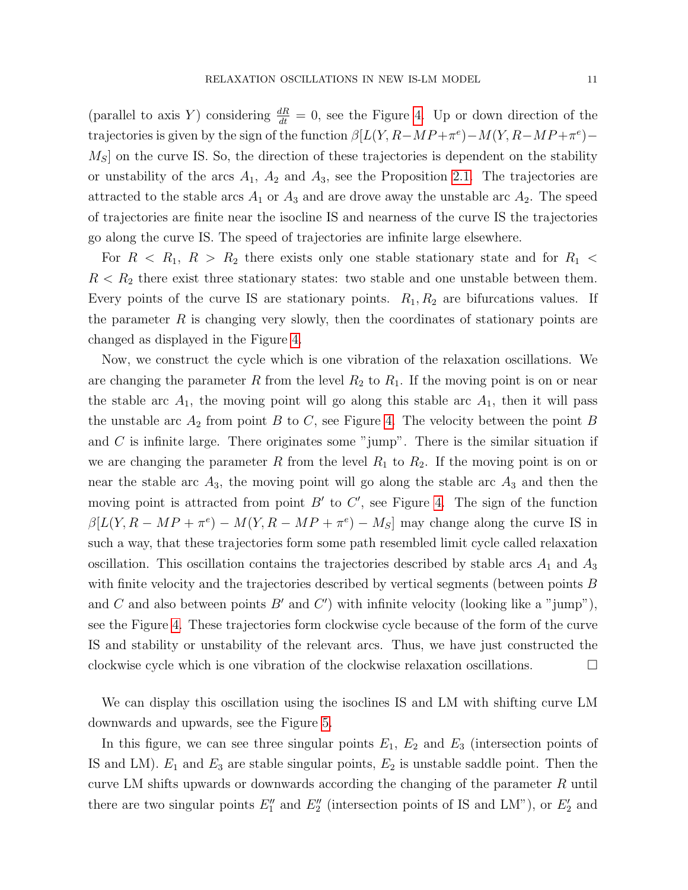(parallel to axis $Y$) considering $\frac{dR}{dt} = 0$, see the Figure 4. Up or down direction of the trajectories is given by the sign of the function $\beta[L(Y, R-MP+\pi^e)-M(Y, R-MP+\pi^e)-M_S]$ on the curve IS. So, the direction of these trajectories is dependent on the stability or unstability of the arcs $A_1$, $A_2$ and $A_3$, see the Proposition 2.1. The trajectories are attracted to the stable arcs $A_1$ or $A_3$ and are drove away the unstable arc $A_2$. The speed of trajectories are finite near the isocline IS and nearness of the curve IS the trajectories go along the curve IS. The speed of trajectories are infinite large elsewhere.

For $R < R_1$, $R > R_2$ there exists only one stable stationary state and for $R_1 < R < R_2$ there exist three stationary states: two stable and one unstable between them. Every points of the curve IS are stationary points. $R_1, R_2$ are bifurcations values. If the parameter $R$ is changing very slowly, then the coordinates of stationary points are changed as displayed in the Figure 4.

Now, we construct the cycle which is one vibration of the relaxation oscillations. We are changing the parameter $R$ from the level $R_2$ to $R_1$. If the moving point is on or near the stable arc $A_1$, the moving point will go along this stable arc $A_1$, then it will pass the unstable arc $A_2$ from point $B$ to $C$, see Figure 4. The velocity between the point $B$ and $C$ is infinite large. There originates some "jump". There is the similar situation if we are changing the parameter $R$ from the level $R_1$ to $R_2$. If the moving point is on or near the stable arc $A_3$, the moving point will go along the stable arc $A_3$ and then the moving point is attracted from point $B'$ to $C'$, see Figure 4. The sign of the function $\beta[L(Y, R - MP + \pi^e) - M(Y, R - MP + \pi^e) - M_S]$ may change along the curve IS in such a way, that these trajectories form some path resembled limit cycle called relaxation oscillation. This oscillation contains the trajectories described by stable arcs $A_1$ and $A_3$ with finite velocity and the trajectories described by vertical segments (between points $B$ and $C$ and also between points $B'$ and $C'$) with infinite velocity (looking like a "jump"), see the Figure 4. These trajectories form clockwise cycle because of the form of the curve IS and stability or unstability of the relevant arcs. Thus, we have just constructed the clockwise cycle which is one vibration of the clockwise relaxation oscillations. □

We can display this oscillation using the isoclines IS and LM with shifting curve LM downwards and upwards, see the Figure 5.

In this figure, we can see three singular points $E_1$, $E_2$ and $E_3$ (intersection points of IS and LM). $E_1$ and $E_3$ are stable singular points, $E_2$ is unstable saddle point. Then the curve LM shifts upwards or downwards according the changing of the parameter $R$ until there are two singular points $E_1''$ and $E_2''$ (intersection points of IS and LM"), or $E_2'$ and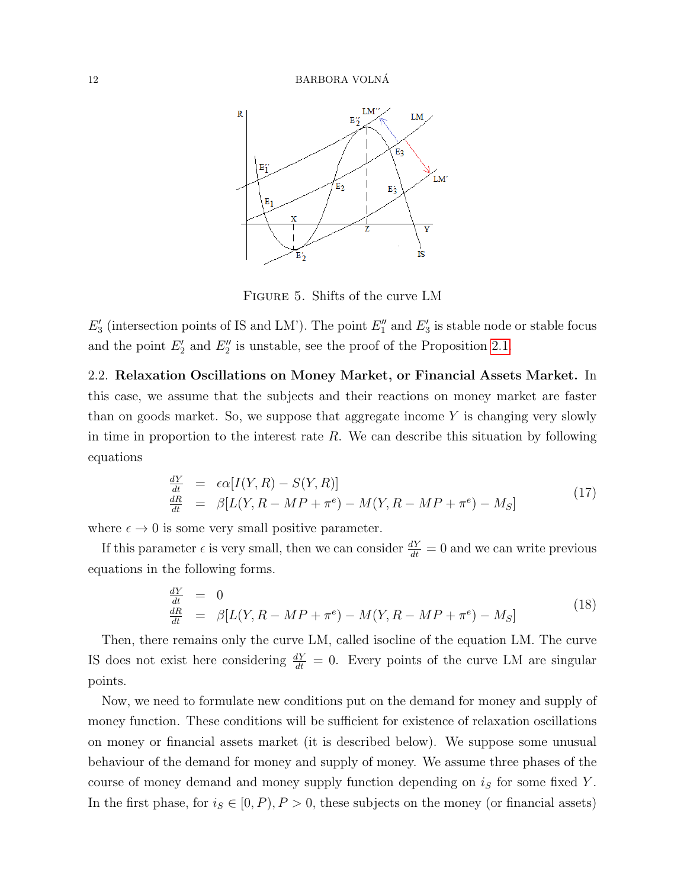FIGURE 5. Shifts of the curve LM

$E_3'$ (intersection points of IS and LM'). The point $E_1''$ and $E_3'$ is stable node or stable focus and the point $E_2'$ and $E_2''$ is unstable, see the proof of the Proposition 2.1.

2.2. **Relaxation Oscillations on Money Market, or Financial Assets Market.** In this case, we assume that the subjects and their reactions on money market are faster than on goods market. So, we suppose that aggregate income $Y$ is changing very slowly in time in proportion to the interest rate $R$. We can describe this situation by following equations

$$\begin{aligned} \frac{dY}{dt} &= \epsilon\alpha[I(Y,R) - S(Y,R)] \\ \frac{dR}{dt} &= \beta[L(Y, R - MP + \pi^e) - M(Y, R - MP + \pi^e) - M_S] \end{aligned} \tag{17}$$

where $\epsilon \to 0$ is some very small positive parameter.

If this parameter $\epsilon$ is very small, then we can consider $\frac{dY}{dt} = 0$ and we can write previous equations in the following forms.

$$\begin{aligned} \frac{dY}{dt} &= 0 \\ \frac{dR}{dt} &= \beta[L(Y, R - MP + \pi^e) - M(Y, R - MP + \pi^e) - M_S] \end{aligned} \tag{18}$$

Then, there remains only the curve LM, called isocline of the equation LM. The curve IS does not exist here considering $\frac{dY}{dt} = 0$. Every points of the curve LM are singular points.

Now, we need to formulate new conditions put on the demand for money and supply of money function. These conditions will be sufficient for existence of relaxation oscillations on money or financial assets market (it is described below). We suppose some unusual behaviour of the demand for money and supply of money. We assume three phases of the course of money demand and money supply function depending on $i_S$ for some fixed $Y$. In the first phase, for $i_S \in [0, P)$, $P > 0$, these subjects on the money (or financial assets)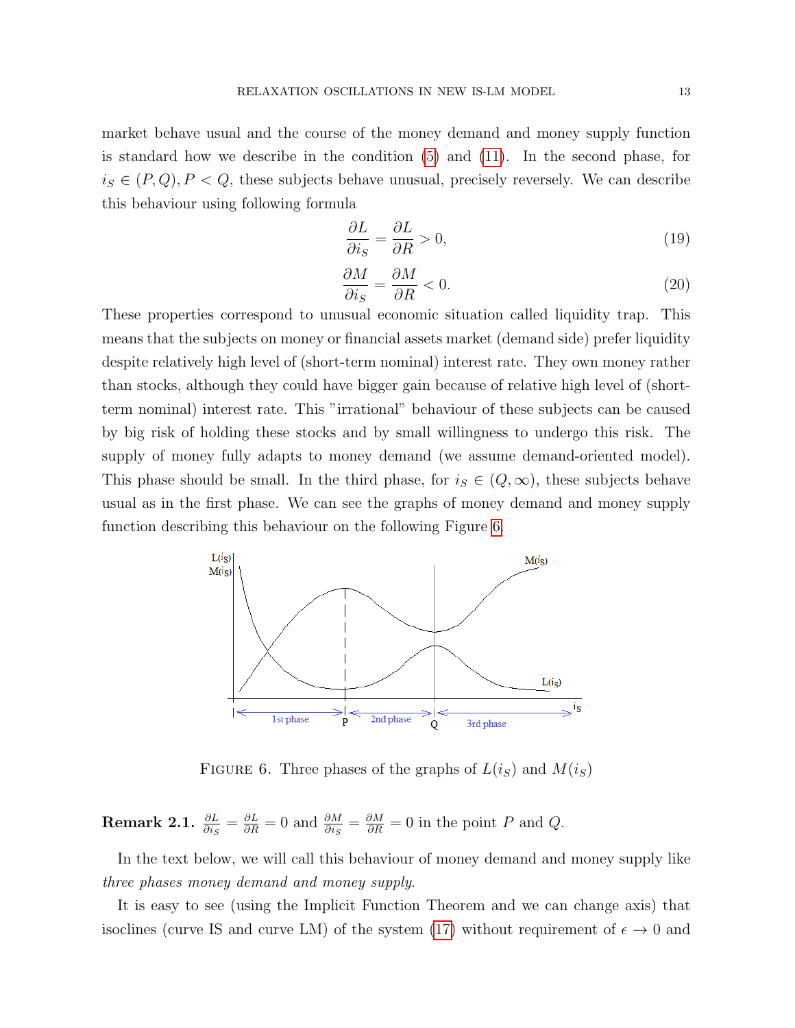market behave usual and the course of the money demand and money supply function is standard how we describe in the condition (5) and (11). In the second phase, for $i_S \in (P, Q), P < Q$, these subjects behave unusual, precisely reversely. We can describe this behaviour using following formula

$$\frac{\partial L}{\partial i_S} = \frac{\partial L}{\partial R} > 0, \tag{19}$$

$$\frac{\partial M}{\partial i_S} = \frac{\partial M}{\partial R} < 0. \tag{20}$$

These properties correspond to unusual economic situation called liquidity trap. This means that the subjects on money or financial assets market (demand side) prefer liquidity despite relatively high level of (short-term nominal) interest rate. They own money rather than stocks, although they could have bigger gain because of relative high level of (short-term nominal) interest rate. This "irrational" behaviour of these subjects can be caused by big risk of holding these stocks and by small willingness to undergo this risk. The supply of money fully adapts to money demand (we assume demand-oriented model). This phase should be small. In the third phase, for $i_S \in (Q, \infty)$, these subjects behave usual as in the first phase. We can see the graphs of money demand and money supply function describing this behaviour on the following Figure 6.

FIGURE 6. Three phases of the graphs of $L(i_S)$ and $M(i_S)$

**Remark 2.1.** $\frac{\partial L}{\partial i_S} = \frac{\partial L}{\partial R} = 0$ and $\frac{\partial M}{\partial i_S} = \frac{\partial M}{\partial R} = 0$ in the point $P$ and $Q$.

In the text below, we will call this behaviour of money demand and money supply like *three phases money demand and money supply*.

It is easy to see (using the Implicit Function Theorem and we can change axis) that isoclines (curve IS and curve LM) of the system (17) without requirement of $\epsilon \to 0$ and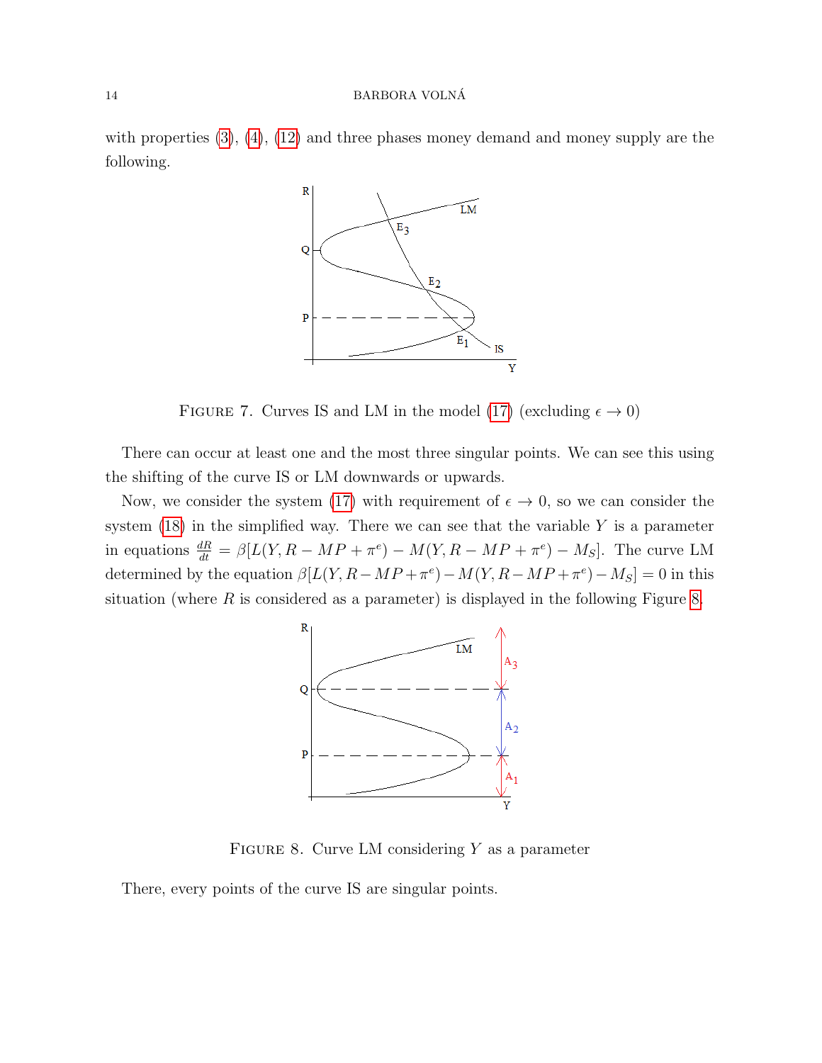with properties (3), (4), (12) and three phases money demand and money supply are the following.

FIGURE 7. Curves IS and LM in the model (17) (excluding $\epsilon \to 0$)

There can occur at least one and the most three singular points. We can see this using the shifting of the curve IS or LM downwards or upwards.

Now, we consider the system (17) with requirement of $\epsilon \to 0$, so we can consider the system (18) in the simplified way. There we can see that the variable $Y$ is a parameter in equations $\frac{dR}{dt} = \beta[L(Y, R - MP + \pi^e) - M(Y, R - MP + \pi^e) - M_S]$. The curve LM determined by the equation $\beta[L(Y, R - MP + \pi^e) - M(Y, R - MP + \pi^e) - M_S] = 0$ in this situation (where $R$ is considered as a parameter) is displayed in the following Figure 8.

FIGURE 8. Curve LM considering $Y$ as a parameter

There, every points of the curve IS are singular points.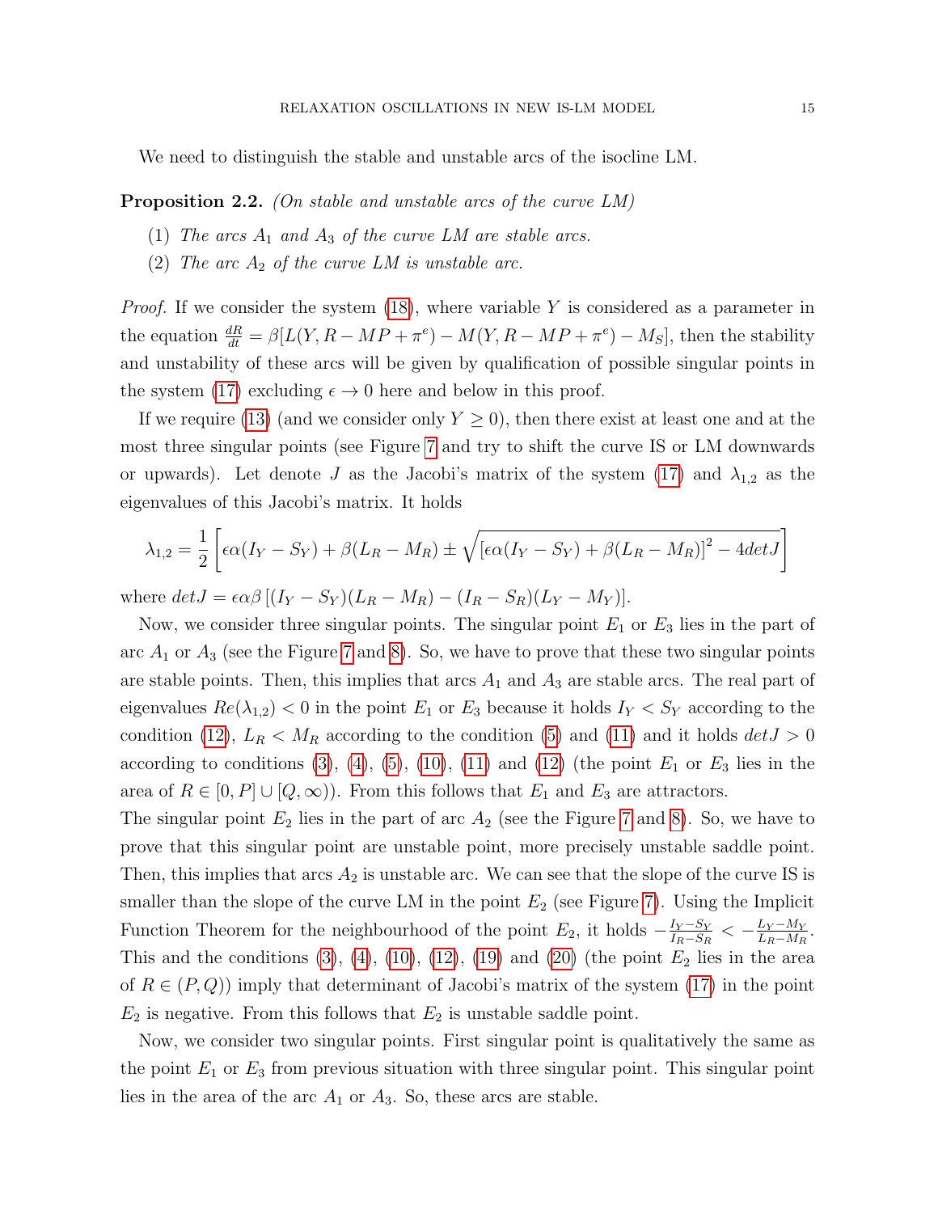We need to distinguish the stable and unstable arcs of the isocline LM.

**Proposition 2.2.** *(On stable and unstable arcs of the curve LM)*

1. *The arcs $A_1$ and $A_3$ of the curve LM are stable arcs.*
2. *The arc $A_2$ of the curve LM is unstable arc.*

*Proof.* If we consider the system (18), where variable $Y$ is considered as a parameter in the equation $\frac{dR}{dt} = \beta[L(Y, R - MP + \pi^e) - M(Y, R - MP + \pi^e) - M_S]$, then the stability and unstability of these arcs will be given by qualification of possible singular points in the system (17) excluding $\epsilon \to 0$ here and below in this proof.

If we require (13) (and we consider only $Y \geq 0$), then there exist at least one and at the most three singular points (see Figure 7 and try to shift the curve IS or LM downwards or upwards). Let denote $J$ as the Jacobi's matrix of the system (17) and $\lambda_{1,2}$ as the eigenvalues of this Jacobi's matrix. It holds

$$\lambda_{1,2} = \frac{1}{2}\left[\epsilon\alpha(I_Y - S_Y) + \beta(L_R - M_R) \pm \sqrt{\left[\epsilon\alpha(I_Y - S_Y) + \beta(L_R - M_R)\right]^2 - 4detJ}\right]$$

where $detJ = \epsilon\alpha\beta\left[(I_Y - S_Y)(L_R - M_R) - (I_R - S_R)(L_Y - M_Y)\right]$.

Now, we consider three singular points. The singular point $E_1$ or $E_3$ lies in the part of arc $A_1$ or $A_3$ (see the Figure 7 and 8). So, we have to prove that these two singular points are stable points. Then, this implies that arcs $A_1$ and $A_3$ are stable arcs. The real part of eigenvalues $Re(\lambda_{1,2}) < 0$ in the point $E_1$ or $E_3$ because it holds $I_Y < S_Y$ according to the condition (12), $L_R < M_R$ according to the condition (5) and (11) and it holds $detJ > 0$ according to conditions (3), (4), (5), (10), (11) and (12) (the point $E_1$ or $E_3$ lies in the area of $R \in [0, P] \cup [Q, \infty)$). From this follows that $E_1$ and $E_3$ are attractors.
The singular point $E_2$ lies in the part of arc $A_2$ (see the Figure 7 and 8). So, we have to prove that this singular point are unstable point, more precisely unstable saddle point. Then, this implies that arcs $A_2$ is unstable arc. We can see that the slope of the curve IS is smaller than the slope of the curve LM in the point $E_2$ (see Figure 7). Using the Implicit Function Theorem for the neighbourhood of the point $E_2$, it holds $-\frac{I_Y - S_Y}{I_R - S_R} < -\frac{L_Y - M_Y}{L_R - M_R}$. This and the conditions (3), (4), (10), (12), (19) and (20) (the point $E_2$ lies in the area of $R \in (P, Q)$) imply that determinant of Jacobi's matrix of the system (17) in the point $E_2$ is negative. From this follows that $E_2$ is unstable saddle point.

Now, we consider two singular points. First singular point is qualitatively the same as the point $E_1$ or $E_3$ from previous situation with three singular point. This singular point lies in the area of the arc $A_1$ or $A_3$. So, these arcs are stable.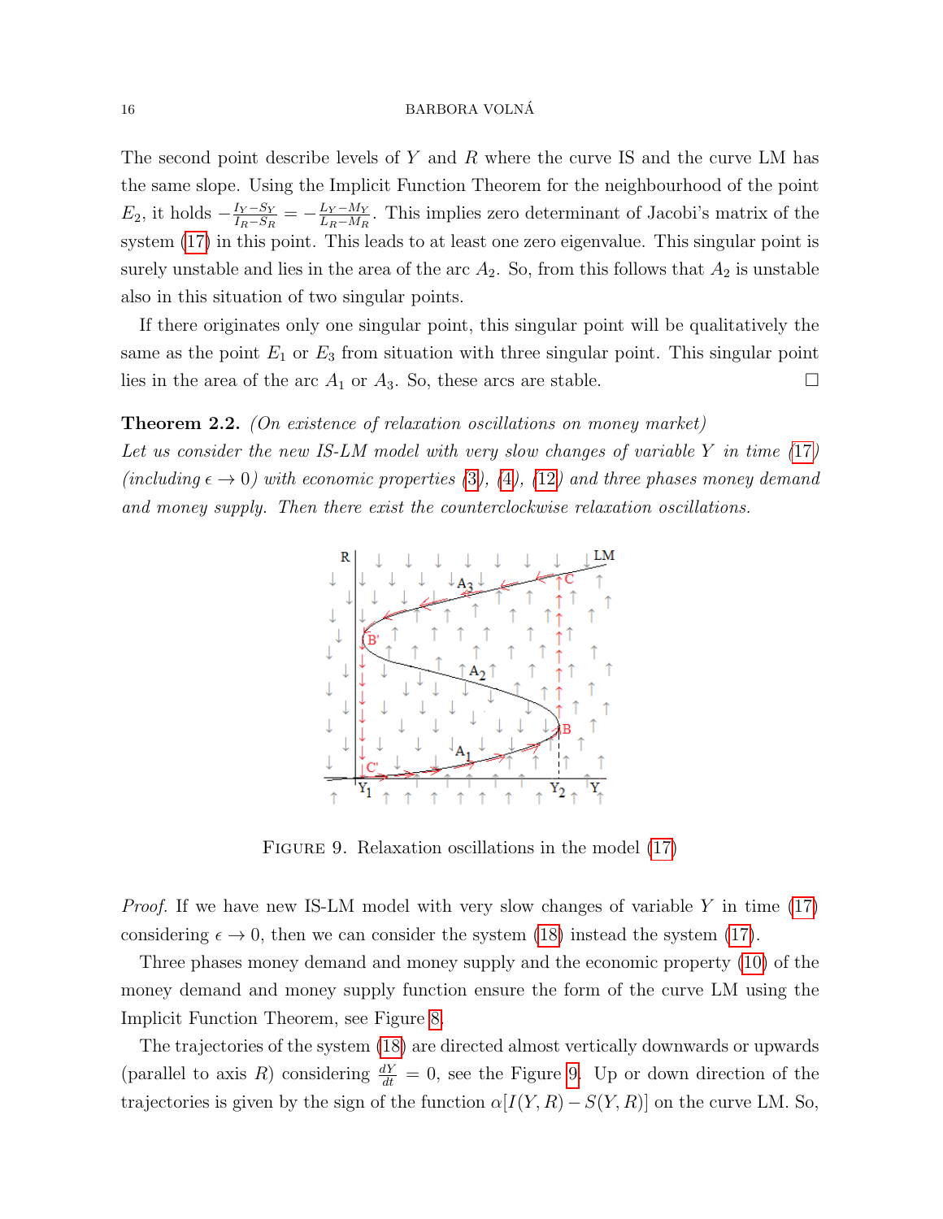The second point describe levels of $Y$ and $R$ where the curve IS and the curve LM has the same slope. Using the Implicit Function Theorem for the neighbourhood of the point $E_2$, it holds $-\frac{I_Y - S_Y}{I_R - S_R} = -\frac{L_Y - M_Y}{L_R - M_R}$. This implies zero determinant of Jacobi's matrix of the system (17) in this point. This leads to at least one zero eigenvalue. This singular point is surely unstable and lies in the area of the arc $A_2$. So, from this follows that $A_2$ is unstable also in this situation of two singular points.

If there originates only one singular point, this singular point will be qualitatively the same as the point $E_1$ or $E_3$ from situation with three singular point. This singular point lies in the area of the arc $A_1$ or $A_3$. So, these arcs are stable. □

**Theorem 2.2.** *(On existence of relaxation oscillations on money market) Let us consider the new IS-LM model with very slow changes of variable $Y$ in time (17) (including $\epsilon \to 0$) with economic properties (3), (4), (12) and three phases money demand and money supply. Then there exist the counterclockwise relaxation oscillations.*

Figure 9. Relaxation oscillations in the model (17)

*Proof.* If we have new IS-LM model with very slow changes of variable $Y$ in time (17) considering $\epsilon \to 0$, then we can consider the system (18) instead the system (17).

Three phases money demand and money supply and the economic property (10) of the money demand and money supply function ensure the form of the curve LM using the Implicit Function Theorem, see Figure 8.

The trajectories of the system (18) are directed almost vertically downwards or upwards (parallel to axis $R$) considering $\frac{dY}{dt} = 0$, see the Figure 9. Up or down direction of the trajectories is given by the sign of the function $\alpha[I(Y,R) - S(Y,R)]$ on the curve LM. So,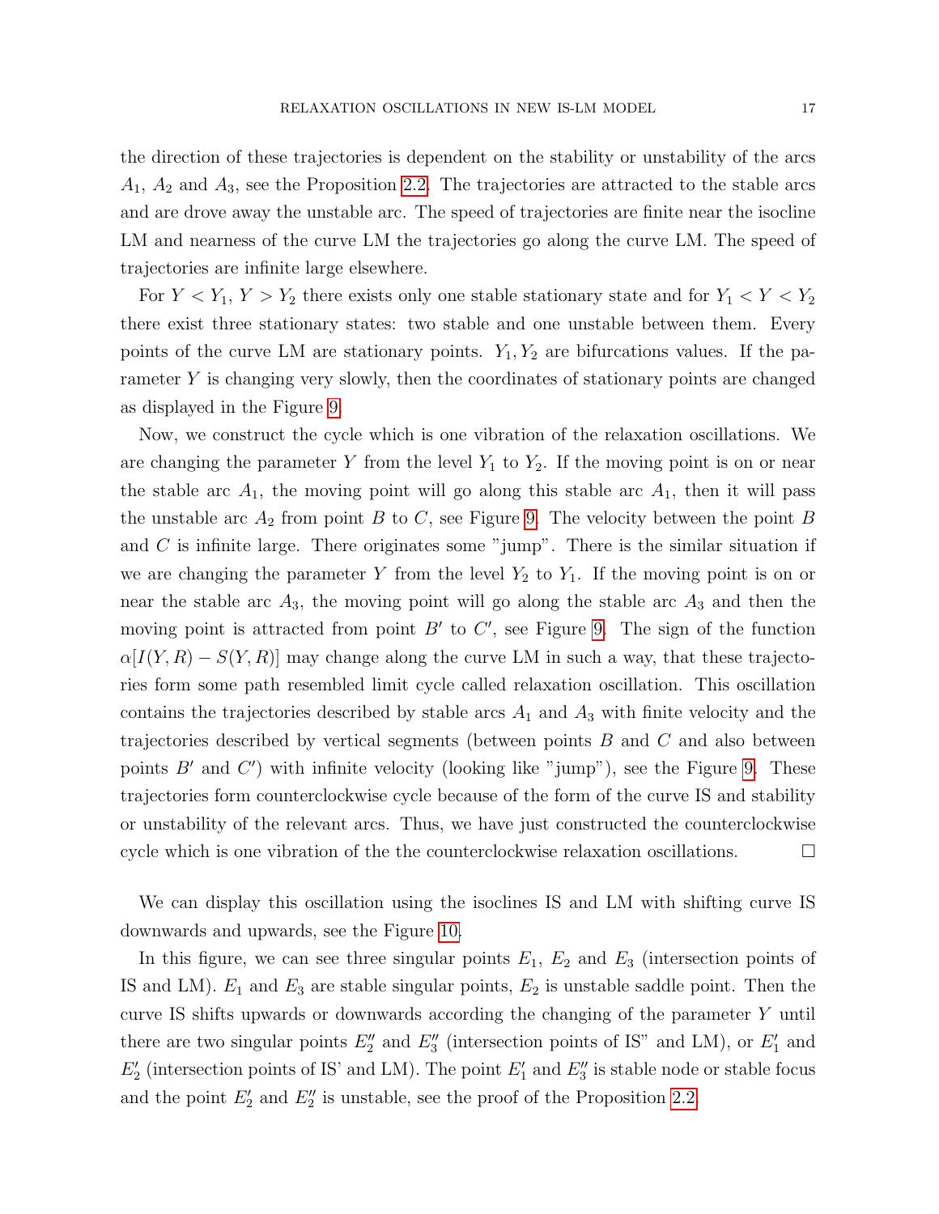the direction of these trajectories is dependent on the stability or unstability of the arcs $A_1$, $A_2$ and $A_3$, see the Proposition 2.2. The trajectories are attracted to the stable arcs and are drove away the unstable arc. The speed of trajectories are finite near the isocline LM and nearness of the curve LM the trajectories go along the curve LM. The speed of trajectories are infinite large elsewhere.

For $Y < Y_1$, $Y > Y_2$ there exists only one stable stationary state and for $Y_1 < Y < Y_2$ there exist three stationary states: two stable and one unstable between them. Every points of the curve LM are stationary points. $Y_1, Y_2$ are bifurcations values. If the parameter $Y$ is changing very slowly, then the coordinates of stationary points are changed as displayed in the Figure 9.

Now, we construct the cycle which is one vibration of the relaxation oscillations. We are changing the parameter $Y$ from the level $Y_1$ to $Y_2$. If the moving point is on or near the stable arc $A_1$, the moving point will go along this stable arc $A_1$, then it will pass the unstable arc $A_2$ from point $B$ to $C$, see Figure 9. The velocity between the point $B$ and $C$ is infinite large. There originates some "jump". There is the similar situation if we are changing the parameter $Y$ from the level $Y_2$ to $Y_1$. If the moving point is on or near the stable arc $A_3$, the moving point will go along the stable arc $A_3$ and then the moving point is attracted from point $B'$ to $C'$, see Figure 9. The sign of the function $\alpha[I(Y,R) - S(Y,R)]$ may change along the curve LM in such a way, that these trajectories form some path resembled limit cycle called relaxation oscillation. This oscillation contains the trajectories described by stable arcs $A_1$ and $A_3$ with finite velocity and the trajectories described by vertical segments (between points $B$ and $C$ and also between points $B'$ and $C'$) with infinite velocity (looking like "jump"), see the Figure 9. These trajectories form counterclockwise cycle because of the form of the curve IS and stability or unstability of the relevant arcs. Thus, we have just constructed the counterclockwise cycle which is one vibration of the the counterclockwise relaxation oscillations. □

We can display this oscillation using the isoclines IS and LM with shifting curve IS downwards and upwards, see the Figure 10.

In this figure, we can see three singular points $E_1$, $E_2$ and $E_3$ (intersection points of IS and LM). $E_1$ and $E_3$ are stable singular points, $E_2$ is unstable saddle point. Then the curve IS shifts upwards or downwards according the changing of the parameter $Y$ until there are two singular points $E_2''$ and $E_3''$ (intersection points of IS" and LM), or $E_1'$ and $E_2'$ (intersection points of IS' and LM). The point $E_1'$ and $E_3''$ is stable node or stable focus and the point $E_2'$ and $E_2''$ is unstable, see the proof of the Proposition 2.2.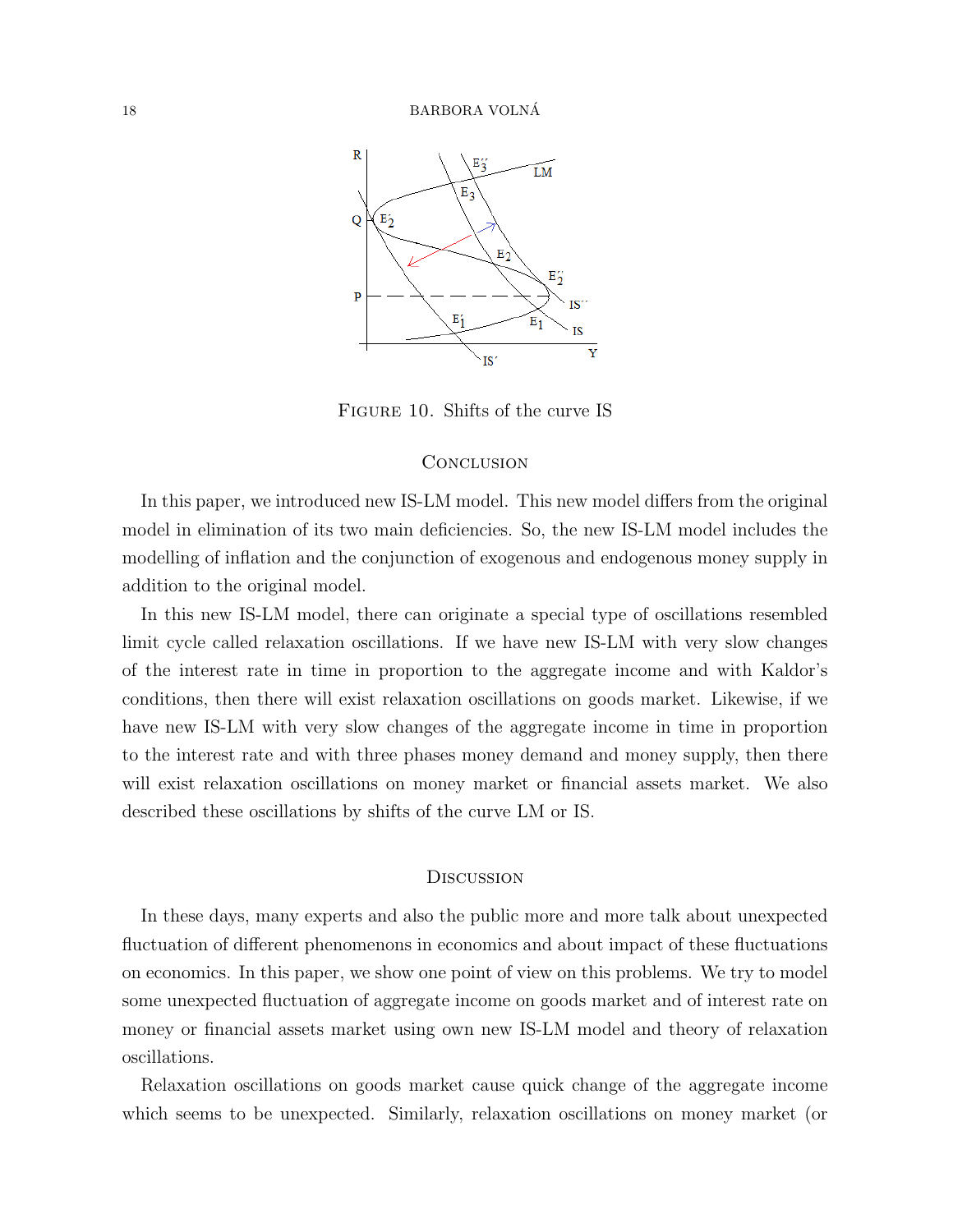Figure 10. Shifts of the curve IS

## Conclusion

In this paper, we introduced new IS-LM model. This new model differs from the original model in elimination of its two main deficiencies. So, the new IS-LM model includes the modelling of inflation and the conjunction of exogenous and endogenous money supply in addition to the original model.

In this new IS-LM model, there can originate a special type of oscillations resembled limit cycle called relaxation oscillations. If we have new IS-LM with very slow changes of the interest rate in time in proportion to the aggregate income and with Kaldor's conditions, then there will exist relaxation oscillations on goods market. Likewise, if we have new IS-LM with very slow changes of the aggregate income in time in proportion to the interest rate and with three phases money demand and money supply, then there will exist relaxation oscillations on money market or financial assets market. We also described these oscillations by shifts of the curve LM or IS.

## Discussion

In these days, many experts and also the public more and more talk about unexpected fluctuation of different phenomenons in economics and about impact of these fluctuations on economics. In this paper, we show one point of view on this problems. We try to model some unexpected fluctuation of aggregate income on goods market and of interest rate on money or financial assets market using own new IS-LM model and theory of relaxation oscillations.

Relaxation oscillations on goods market cause quick change of the aggregate income which seems to be unexpected. Similarly, relaxation oscillations on money market (or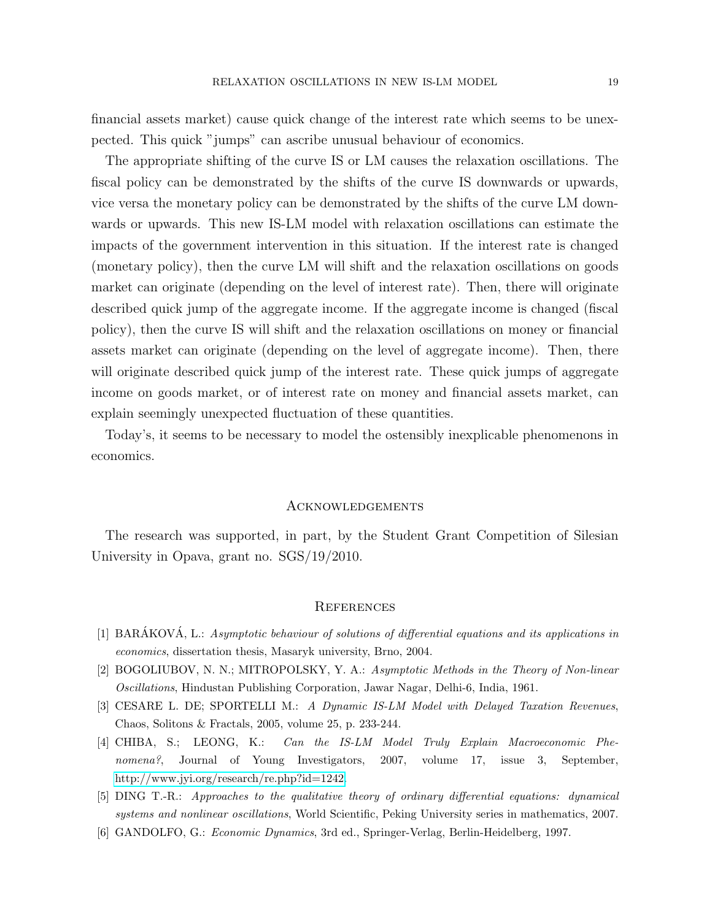financial assets market) cause quick change of the interest rate which seems to be unexpected. This quick "jumps" can ascribe unusual behaviour of economics.

The appropriate shifting of the curve IS or LM causes the relaxation oscillations. The fiscal policy can be demonstrated by the shifts of the curve IS downwards or upwards, vice versa the monetary policy can be demonstrated by the shifts of the curve LM downwards or upwards. This new IS-LM model with relaxation oscillations can estimate the impacts of the government intervention in this situation. If the interest rate is changed (monetary policy), then the curve LM will shift and the relaxation oscillations on goods market can originate (depending on the level of interest rate). Then, there will originate described quick jump of the aggregate income. If the aggregate income is changed (fiscal policy), then the curve IS will shift and the relaxation oscillations on money or financial assets market can originate (depending on the level of aggregate income). Then, there will originate described quick jump of the interest rate. These quick jumps of aggregate income on goods market, or of interest rate on money and financial assets market, can explain seemingly unexpected fluctuation of these quantities.

Today's, it seems to be necessary to model the ostensibly inexplicable phenomenons in economics.

## Acknowledgements

The research was supported, in part, by the Student Grant Competition of Silesian University in Opava, grant no. SGS/19/2010.

## References

[1] BARÁKOVÁ, L.: *Asymptotic behaviour of solutions of differential equations and its applications in economics*, dissertation thesis, Masaryk university, Brno, 2004.

[2] BOGOLIUBOV, N. N.; MITROPOLSKY, Y. A.: *Asymptotic Methods in the Theory of Non-linear Oscillations*, Hindustan Publishing Corporation, Jawar Nagar, Delhi-6, India, 1961.

[3] CESARE L. DE; SPORTELLI M.: *A Dynamic IS-LM Model with Delayed Taxation Revenues*, Chaos, Solitons & Fractals, 2005, volume 25, p. 233-244.

[4] CHIBA, S.; LEONG, K.: *Can the IS-LM Model Truly Explain Macroeconomic Phenomena?*, Journal of Young Investigators, 2007, volume 17, issue 3, September, http://www.jyi.org/research/re.php?id=1242.

[5] DING T.-R.: *Approaches to the qualitative theory of ordinary differential equations: dynamical systems and nonlinear oscillations*, World Scientific, Peking University series in mathematics, 2007.

[6] GANDOLFO, G.: *Economic Dynamics*, 3rd ed., Springer-Verlag, Berlin-Heidelberg, 1997.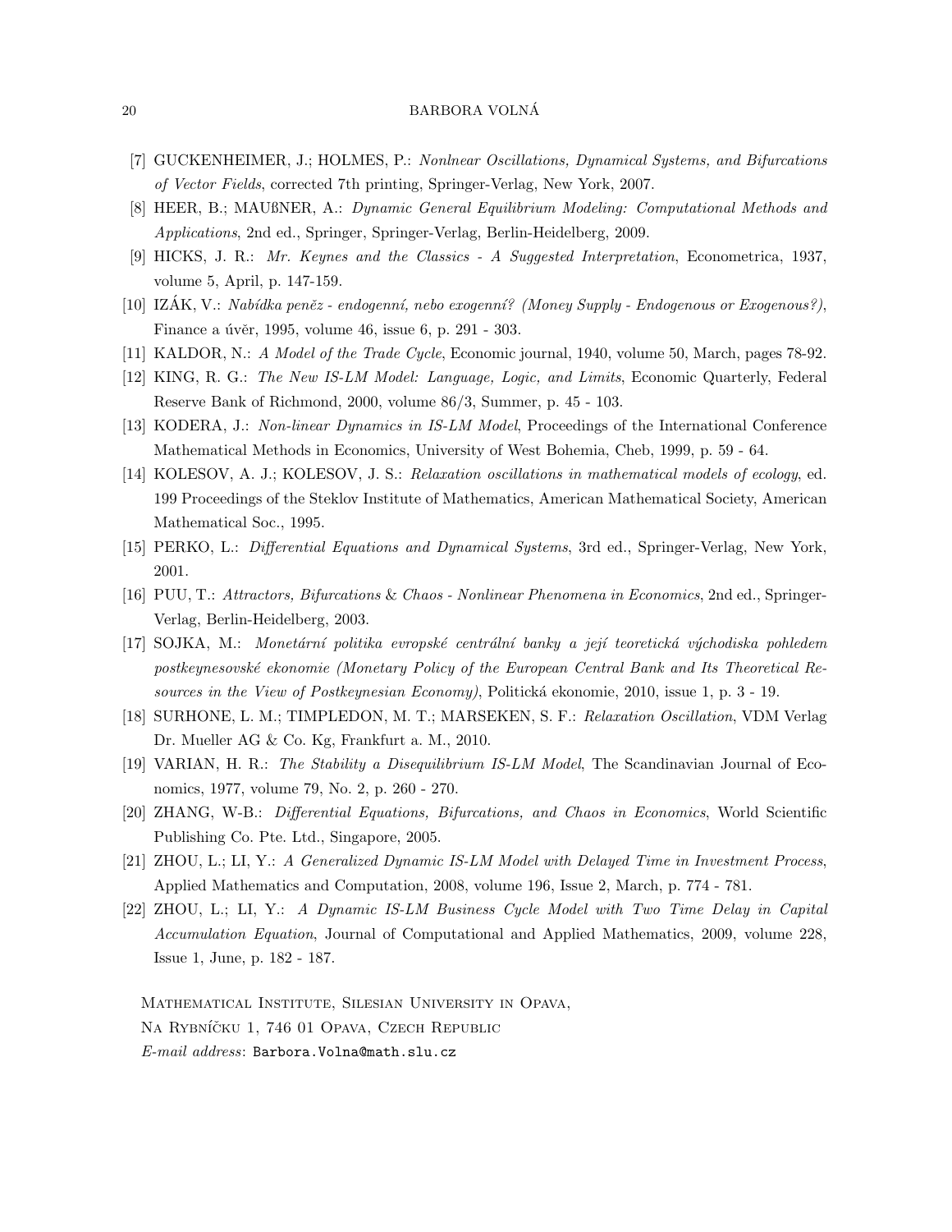[7] GUCKENHEIMER, J.; HOLMES, P.: *Nonlnear Oscillations, Dynamical Systems, and Bifurcations of Vector Fields*, corrected 7th printing, Springer-Verlag, New York, 2007.

[8] HEER, B.; MAUßNER, A.: *Dynamic General Equilibrium Modeling: Computational Methods and Applications*, 2nd ed., Springer, Springer-Verlag, Berlin-Heidelberg, 2009.

[9] HICKS, J. R.: *Mr. Keynes and the Classics - A Suggested Interpretation*, Econometrica, 1937, volume 5, April, p. 147-159.

[10] IZÁK, V.: *Nabídka peněz - endogenní, nebo exogenní? (Money Supply - Endogenous or Exogenous?)*, Finance a úvěr, 1995, volume 46, issue 6, p. 291 - 303.

[11] KALDOR, N.: *A Model of the Trade Cycle*, Economic journal, 1940, volume 50, March, pages 78-92.

[12] KING, R. G.: *The New IS-LM Model: Language, Logic, and Limits*, Economic Quarterly, Federal Reserve Bank of Richmond, 2000, volume 86/3, Summer, p. 45 - 103.

[13] KODERA, J.: *Non-linear Dynamics in IS-LM Model*, Proceedings of the International Conference Mathematical Methods in Economics, University of West Bohemia, Cheb, 1999, p. 59 - 64.

[14] KOLESOV, A. J.; KOLESOV, J. S.: *Relaxation oscillations in mathematical models of ecology*, ed. 199 Proceedings of the Steklov Institute of Mathematics, American Mathematical Society, American Mathematical Soc., 1995.

[15] PERKO, L.: *Differential Equations and Dynamical Systems*, 3rd ed., Springer-Verlag, New York, 2001.

[16] PUU, T.: *Attractors, Bifurcations & Chaos - Nonlinear Phenomena in Economics*, 2nd ed., Springer-Verlag, Berlin-Heidelberg, 2003.

[17] SOJKA, M.: *Monetární politika evropské centrální banky a její teoretická východiska pohledem postkeynesovské ekonomie (Monetary Policy of the European Central Bank and Its Theoretical Resources in the View of Postkeynesian Economy)*, Politická ekonomie, 2010, issue 1, p. 3 - 19.

[18] SURHONE, L. M.; TIMPLEDON, M. T.; MARSEKEN, S. F.: *Relaxation Oscillation*, VDM Verlag Dr. Mueller AG & Co. Kg, Frankfurt a. M., 2010.

[19] VARIAN, H. R.: *The Stability a Disequilibrium IS-LM Model*, The Scandinavian Journal of Economics, 1977, volume 79, No. 2, p. 260 - 270.

[20] ZHANG, W-B.: *Differential Equations, Bifurcations, and Chaos in Economics*, World Scientific Publishing Co. Pte. Ltd., Singapore, 2005.

[21] ZHOU, L.; LI, Y.: *A Generalized Dynamic IS-LM Model with Delayed Time in Investment Process*, Applied Mathematics and Computation, 2008, volume 196, Issue 2, March, p. 774 - 781.

[22] ZHOU, L.; LI, Y.: *A Dynamic IS-LM Business Cycle Model with Two Time Delay in Capital Accumulation Equation*, Journal of Computational and Applied Mathematics, 2009, volume 228, Issue 1, June, p. 182 - 187.

Mathematical Institute, Silesian University in Opava,
Na Rybníčku 1, 746 01 Opava, Czech Republic
*E-mail address*: Barbora.Volna@math.slu.cz